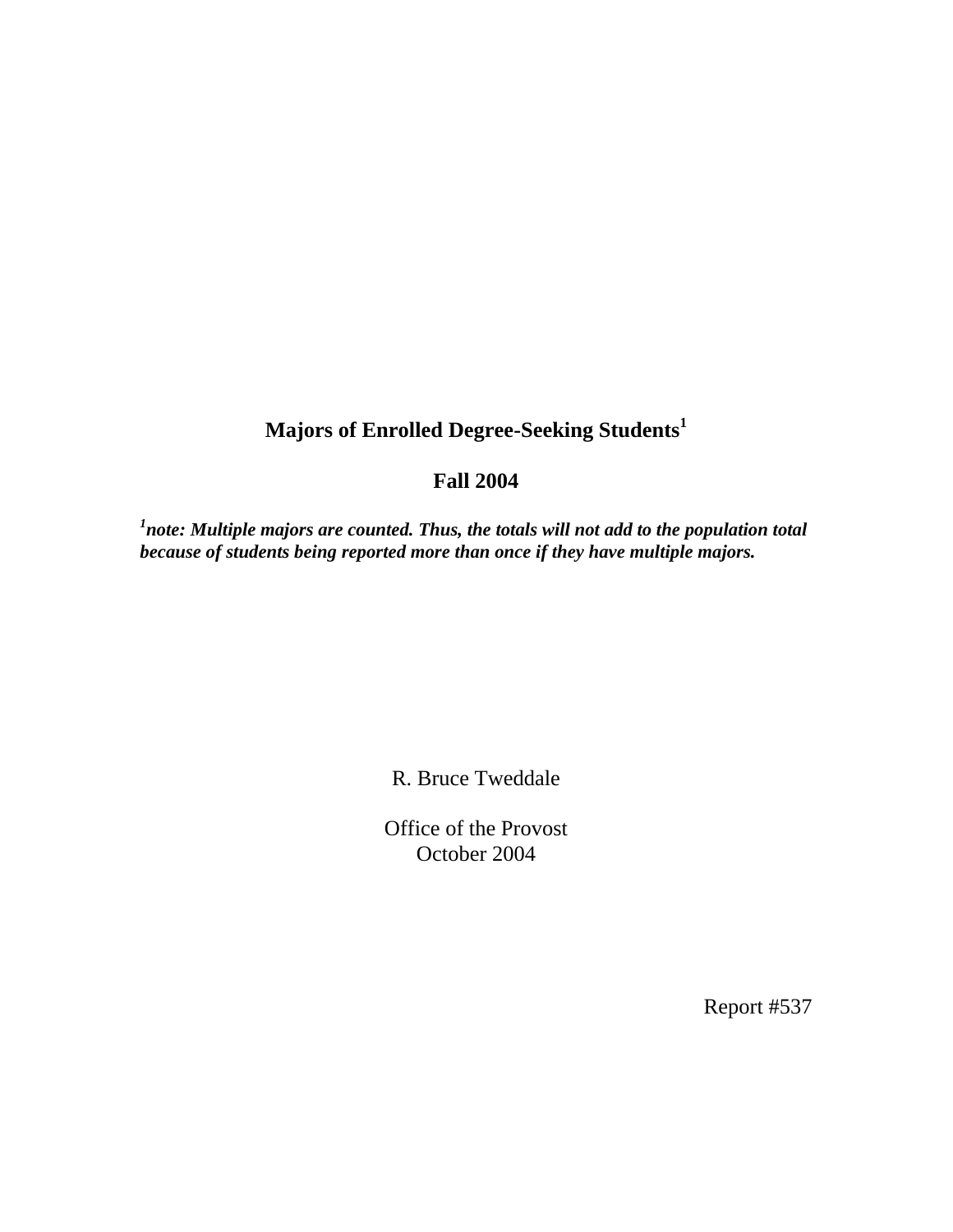# Majors of Enrolled Degree-Seeking Students[1]

## Fall 2004

***[1]note: Multiple majors are counted. Thus, the totals will not add to the population total because of students being reported more than once if they have multiple majors.***

R. Bruce Tweddale

Office of the Provost
October 2004

Report #537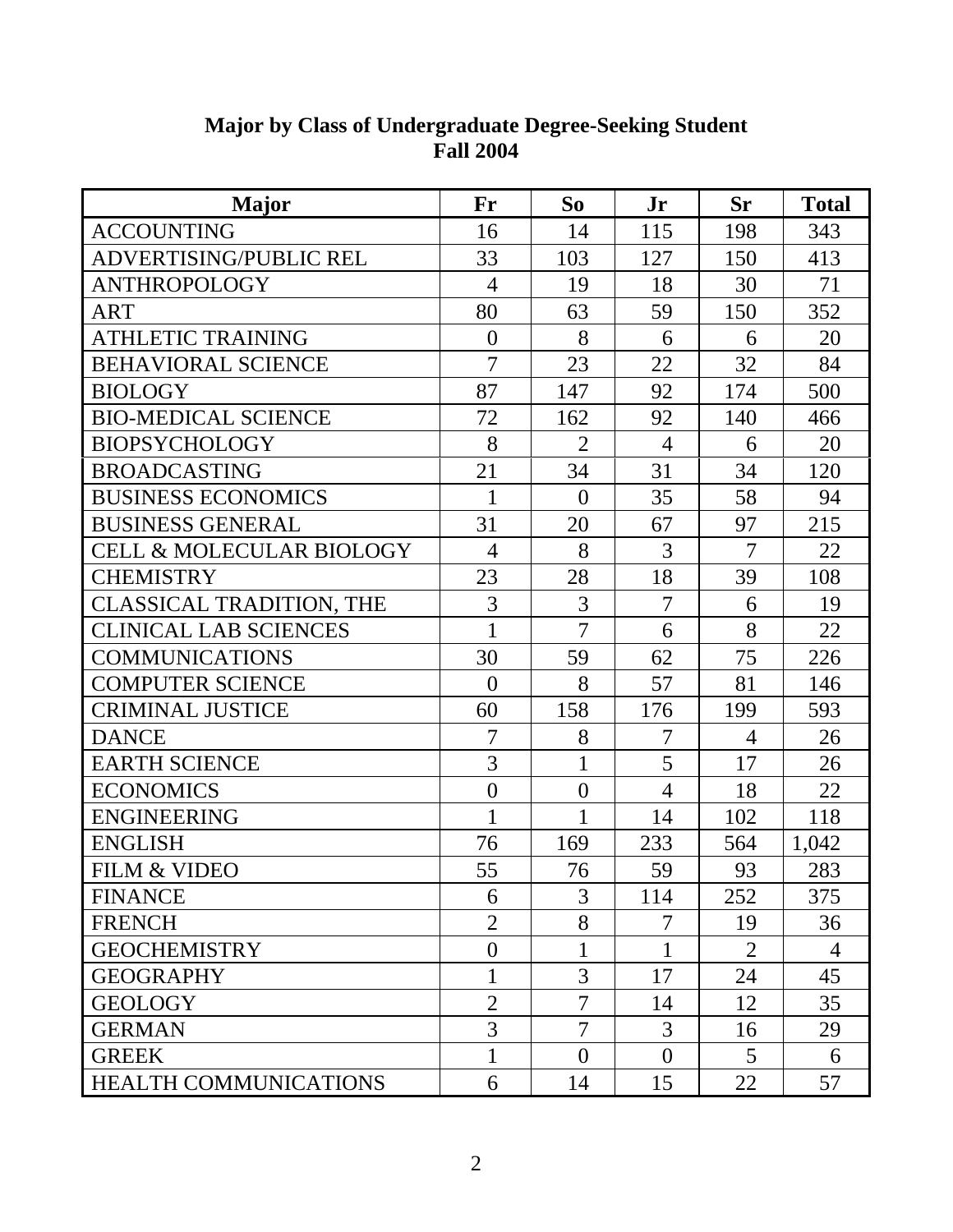**Major by Class of Undergraduate Degree-Seeking Student**
**Fall 2004**

| Major | Fr | So | Jr | Sr | Total |
|---|---|---|---|---|---|
| ACCOUNTING | 16 | 14 | 115 | 198 | 343 |
| ADVERTISING/PUBLIC REL | 33 | 103 | 127 | 150 | 413 |
| ANTHROPOLOGY | 4 | 19 | 18 | 30 | 71 |
| ART | 80 | 63 | 59 | 150 | 352 |
| ATHLETIC TRAINING | 0 | 8 | 6 | 6 | 20 |
| BEHAVIORAL SCIENCE | 7 | 23 | 22 | 32 | 84 |
| BIOLOGY | 87 | 147 | 92 | 174 | 500 |
| BIO-MEDICAL SCIENCE | 72 | 162 | 92 | 140 | 466 |
| BIOPSYCHOLOGY | 8 | 2 | 4 | 6 | 20 |
| BROADCASTING | 21 | 34 | 31 | 34 | 120 |
| BUSINESS ECONOMICS | 1 | 0 | 35 | 58 | 94 |
| BUSINESS GENERAL | 31 | 20 | 67 | 97 | 215 |
| CELL & MOLECULAR BIOLOGY | 4 | 8 | 3 | 7 | 22 |
| CHEMISTRY | 23 | 28 | 18 | 39 | 108 |
| CLASSICAL TRADITION, THE | 3 | 3 | 7 | 6 | 19 |
| CLINICAL LAB SCIENCES | 1 | 7 | 6 | 8 | 22 |
| COMMUNICATIONS | 30 | 59 | 62 | 75 | 226 |
| COMPUTER SCIENCE | 0 | 8 | 57 | 81 | 146 |
| CRIMINAL JUSTICE | 60 | 158 | 176 | 199 | 593 |
| DANCE | 7 | 8 | 7 | 4 | 26 |
| EARTH SCIENCE | 3 | 1 | 5 | 17 | 26 |
| ECONOMICS | 0 | 0 | 4 | 18 | 22 |
| ENGINEERING | 1 | 1 | 14 | 102 | 118 |
| ENGLISH | 76 | 169 | 233 | 564 | 1,042 |
| FILM & VIDEO | 55 | 76 | 59 | 93 | 283 |
| FINANCE | 6 | 3 | 114 | 252 | 375 |
| FRENCH | 2 | 8 | 7 | 19 | 36 |
| GEOCHEMISTRY | 0 | 1 | 1 | 2 | 4 |
| GEOGRAPHY | 1 | 3 | 17 | 24 | 45 |
| GEOLOGY | 2 | 7 | 14 | 12 | 35 |
| GERMAN | 3 | 7 | 3 | 16 | 29 |
| GREEK | 1 | 0 | 0 | 5 | 6 |
| HEALTH COMMUNICATIONS | 6 | 14 | 15 | 22 | 57 |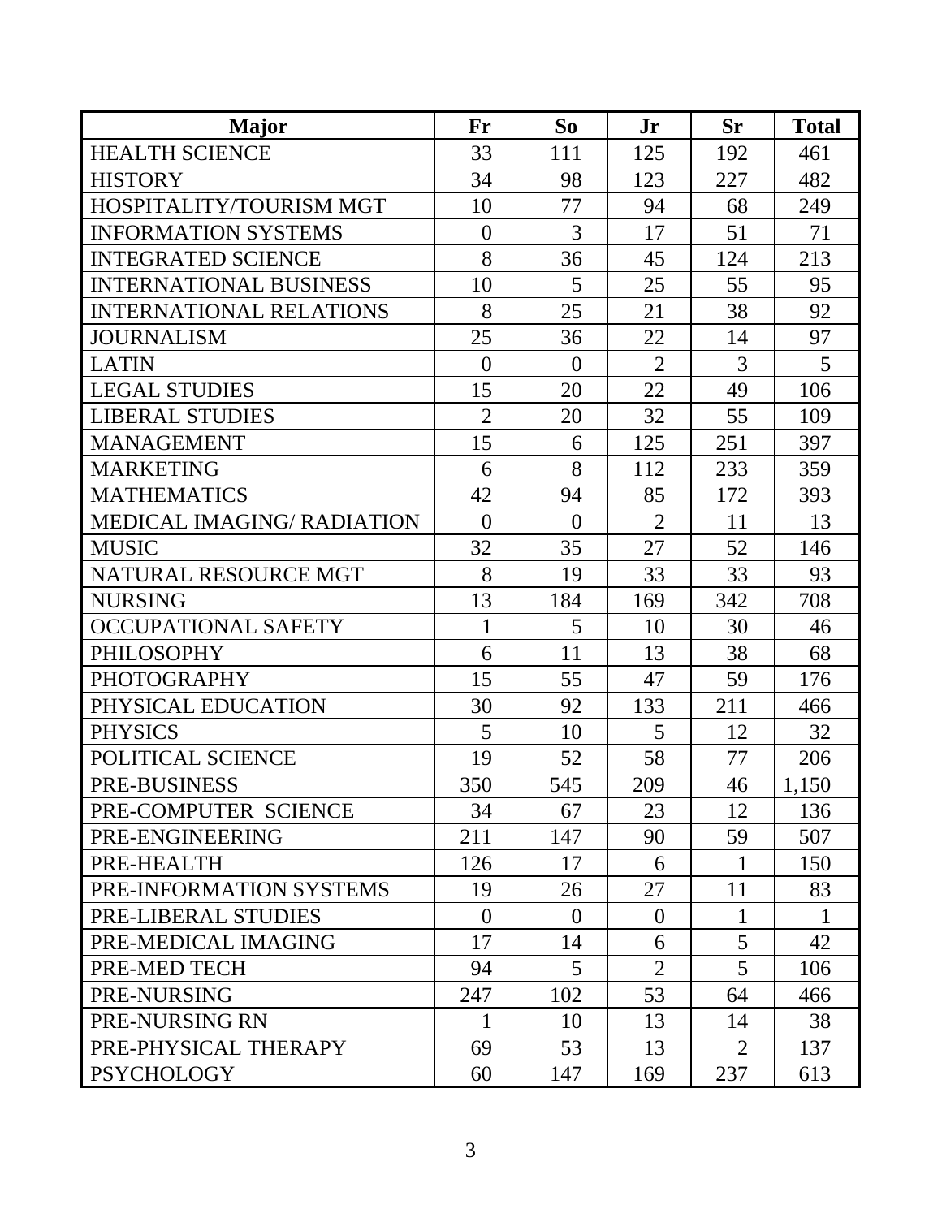| Major | Fr | So | Jr | Sr | Total |
|---|---|---|---|---|---|
| HEALTH SCIENCE | 33 | 111 | 125 | 192 | 461 |
| HISTORY | 34 | 98 | 123 | 227 | 482 |
| HOSPITALITY/TOURISM MGT | 10 | 77 | 94 | 68 | 249 |
| INFORMATION SYSTEMS | 0 | 3 | 17 | 51 | 71 |
| INTEGRATED SCIENCE | 8 | 36 | 45 | 124 | 213 |
| INTERNATIONAL BUSINESS | 10 | 5 | 25 | 55 | 95 |
| INTERNATIONAL RELATIONS | 8 | 25 | 21 | 38 | 92 |
| JOURNALISM | 25 | 36 | 22 | 14 | 97 |
| LATIN | 0 | 0 | 2 | 3 | 5 |
| LEGAL STUDIES | 15 | 20 | 22 | 49 | 106 |
| LIBERAL STUDIES | 2 | 20 | 32 | 55 | 109 |
| MANAGEMENT | 15 | 6 | 125 | 251 | 397 |
| MARKETING | 6 | 8 | 112 | 233 | 359 |
| MATHEMATICS | 42 | 94 | 85 | 172 | 393 |
| MEDICAL IMAGING/ RADIATION | 0 | 0 | 2 | 11 | 13 |
| MUSIC | 32 | 35 | 27 | 52 | 146 |
| NATURAL RESOURCE MGT | 8 | 19 | 33 | 33 | 93 |
| NURSING | 13 | 184 | 169 | 342 | 708 |
| OCCUPATIONAL SAFETY | 1 | 5 | 10 | 30 | 46 |
| PHILOSOPHY | 6 | 11 | 13 | 38 | 68 |
| PHOTOGRAPHY | 15 | 55 | 47 | 59 | 176 |
| PHYSICAL EDUCATION | 30 | 92 | 133 | 211 | 466 |
| PHYSICS | 5 | 10 | 5 | 12 | 32 |
| POLITICAL SCIENCE | 19 | 52 | 58 | 77 | 206 |
| PRE-BUSINESS | 350 | 545 | 209 | 46 | 1,150 |
| PRE-COMPUTER SCIENCE | 34 | 67 | 23 | 12 | 136 |
| PRE-ENGINEERING | 211 | 147 | 90 | 59 | 507 |
| PRE-HEALTH | 126 | 17 | 6 | 1 | 150 |
| PRE-INFORMATION SYSTEMS | 19 | 26 | 27 | 11 | 83 |
| PRE-LIBERAL STUDIES | 0 | 0 | 0 | 1 | 1 |
| PRE-MEDICAL IMAGING | 17 | 14 | 6 | 5 | 42 |
| PRE-MED TECH | 94 | 5 | 2 | 5 | 106 |
| PRE-NURSING | 247 | 102 | 53 | 64 | 466 |
| PRE-NURSING RN | 1 | 10 | 13 | 14 | 38 |
| PRE-PHYSICAL THERAPY | 69 | 53 | 13 | 2 | 137 |
| PSYCHOLOGY | 60 | 147 | 169 | 237 | 613 |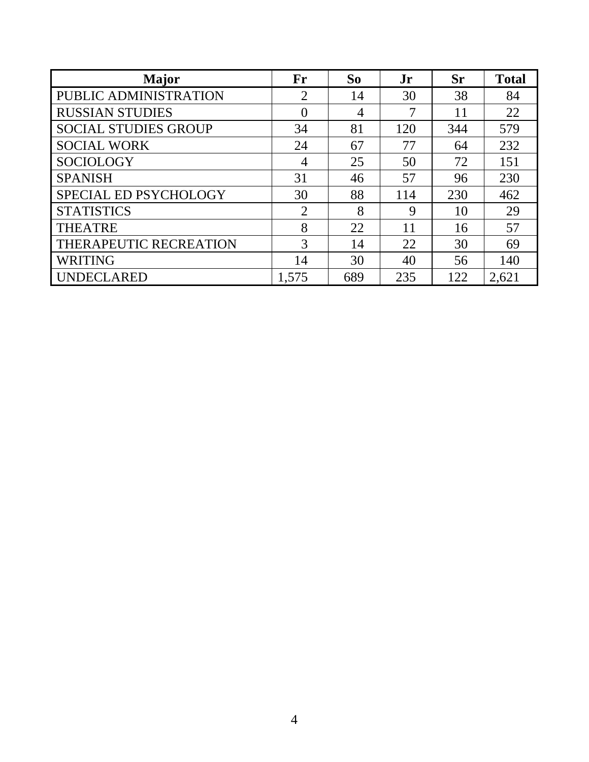| Major | Fr | So | Jr | Sr | Total |
|---|---|---|---|---|---|
| PUBLIC ADMINISTRATION | 2 | 14 | 30 | 38 | 84 |
| RUSSIAN STUDIES | 0 | 4 | 7 | 11 | 22 |
| SOCIAL STUDIES GROUP | 34 | 81 | 120 | 344 | 579 |
| SOCIAL WORK | 24 | 67 | 77 | 64 | 232 |
| SOCIOLOGY | 4 | 25 | 50 | 72 | 151 |
| SPANISH | 31 | 46 | 57 | 96 | 230 |
| SPECIAL ED PSYCHOLOGY | 30 | 88 | 114 | 230 | 462 |
| STATISTICS | 2 | 8 | 9 | 10 | 29 |
| THEATRE | 8 | 22 | 11 | 16 | 57 |
| THERAPEUTIC RECREATION | 3 | 14 | 22 | 30 | 69 |
| WRITING | 14 | 30 | 40 | 56 | 140 |
| UNDECLARED | 1,575 | 689 | 235 | 122 | 2,621 |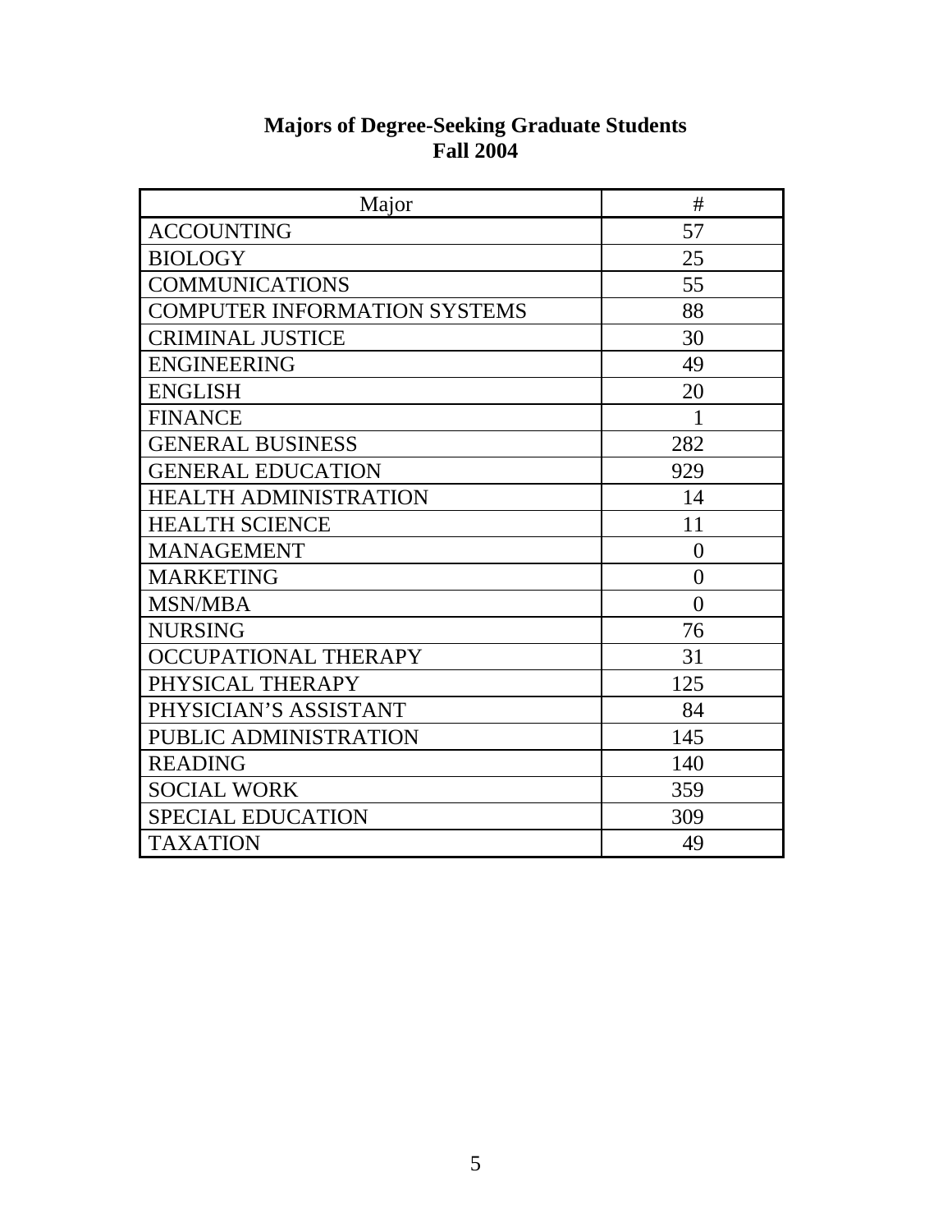# Majors of Degree-Seeking Graduate Students
# Fall 2004

| Major | # |
|---|---|
| ACCOUNTING | 57 |
| BIOLOGY | 25 |
| COMMUNICATIONS | 55 |
| COMPUTER INFORMATION SYSTEMS | 88 |
| CRIMINAL JUSTICE | 30 |
| ENGINEERING | 49 |
| ENGLISH | 20 |
| FINANCE | 1 |
| GENERAL BUSINESS | 282 |
| GENERAL EDUCATION | 929 |
| HEALTH ADMINISTRATION | 14 |
| HEALTH SCIENCE | 11 |
| MANAGEMENT | 0 |
| MARKETING | 0 |
| MSN/MBA | 0 |
| NURSING | 76 |
| OCCUPATIONAL THERAPY | 31 |
| PHYSICAL THERAPY | 125 |
| PHYSICIAN’S ASSISTANT | 84 |
| PUBLIC ADMINISTRATION | 145 |
| READING | 140 |
| SOCIAL WORK | 359 |
| SPECIAL EDUCATION | 309 |
| TAXATION | 49 |